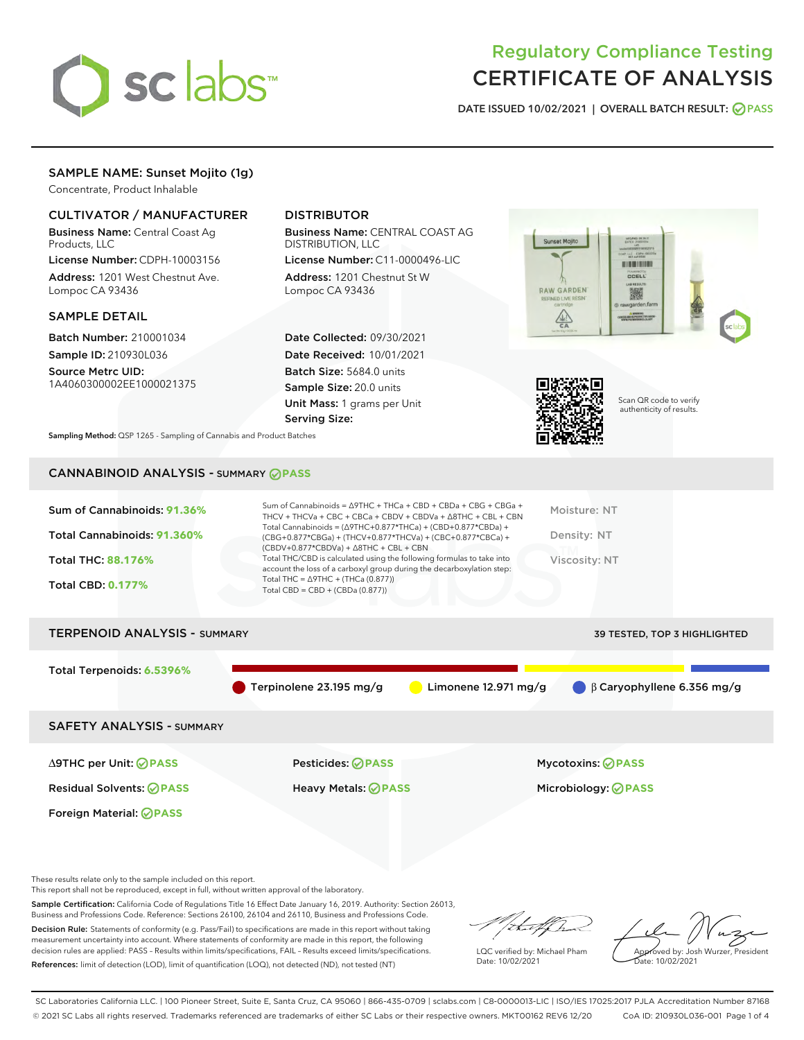# Regulatory Compliance Testing
# CERTIFICATE OF ANALYSIS

DATE ISSUED 10/02/2021 | OVERALL BATCH RESULT: PASS

## SAMPLE NAME: Sunset Mojito (1g)

Concentrate, Product Inhalable

### CULTIVATOR / MANUFACTURER

**Business Name:** Central Coast Ag Products, LLC

**License Number:** CDPH-10003156

**Address:** 1201 West Chestnut Ave. Lompoc CA 93436

### DISTRIBUTOR

**Business Name:** CENTRAL COAST AG DISTRIBUTION, LLC

**License Number:** C11-0000496-LIC

**Address:** 1201 Chestnut St W Lompoc CA 93436

### SAMPLE DETAIL

**Batch Number:** 210001034

**Sample ID:** 210930L036

**Source Metrc UID:** 1A4060300002EE1000021375

**Date Collected:** 09/30/2021

**Date Received:** 10/01/2021

**Batch Size:** 5684.0 units

**Sample Size:** 20.0 units

**Unit Mass:** 1 grams per Unit

**Serving Size:**

Scan QR code to verify authenticity of results.

**Sampling Method:** QSP 1265 - Sampling of Cannabis and Product Batches

## CANNABINOID ANALYSIS - SUMMARY PASS

**Sum of Cannabinoids:** 91.36%

**Total Cannabinoids:** 91.360%

**Total THC:** 88.176%

**Total CBD:** 0.177%

Sum of Cannabinoids = Δ9THC + THCa + CBD + CBDa + CBG + CBGa + THCV + THCVa + CBC + CBCa + CBDV + CBDVa + Δ8THC + CBL + CBN

Total Cannabinoids = (Δ9THC+0.877*THCa) + (CBD+0.877*CBDa) + (CBG+0.877*CBGa) + (THCV+0.877*THCVa) + (CBC+0.877*CBCa) + (CBDV+0.877*CBDVa) + Δ8THC + CBL + CBN

Total THC/CBD is calculated using the following formulas to take into account the loss of a carboxyl group during the decarboxylation step:

Total THC = Δ9THC + (THCa (0.877))

Total CBD = CBD + (CBDa (0.877))

Moisture: NT

Density: NT

Viscosity: NT

## TERPENOID ANALYSIS - SUMMARY

39 TESTED, TOP 3 HIGHLIGHTED

**Total Terpenoids:** 6.5396%

Terpinolene 23.195 mg/g | Limonene 12.971 mg/g | β Caryophyllene 6.356 mg/g

## SAFETY ANALYSIS - SUMMARY

| | | |
|---|---|---|
| Δ9THC per Unit: PASS | Pesticides: PASS | Mycotoxins: PASS |
| Residual Solvents: PASS | Heavy Metals: PASS | Microbiology: PASS |
| Foreign Material: PASS | | |

These results relate only to the sample included on this report.
This report shall not be reproduced, except in full, without written approval of the laboratory.

**Sample Certification:** California Code of Regulations Title 16 Effect Date January 16, 2019. Authority: Section 26013, Business and Professions Code. Reference: Sections 26100, 26104 and 26110, Business and Professions Code.

**Decision Rule:** Statements of conformity (e.g. Pass/Fail) to specifications are made in this report without taking measurement uncertainty into account. Where statements of conformity are made in this report, the following decision rules are applied: PASS – Results within limits/specifications, FAIL – Results exceed limits/specifications.

**References:** limit of detection (LOD), limit of quantification (LOQ), not detected (ND), not tested (NT)

LQC verified by: Michael Pham
Date: 10/02/2021

Approved by: Josh Wurzer, President
Date: 10/02/2021

SC Laboratories California LLC. | 100 Pioneer Street, Suite E, Santa Cruz, CA 95060 | 866-435-0709 | sclabs.com | C8-0000013-LIC | ISO/IES 17025:2017 PJLA Accreditation Number 87168
© 2021 SC Labs all rights reserved. Trademarks referenced are trademarks of either SC Labs or their respective owners. MKT00162 REV6 12/20 CoA ID: 210930L036-001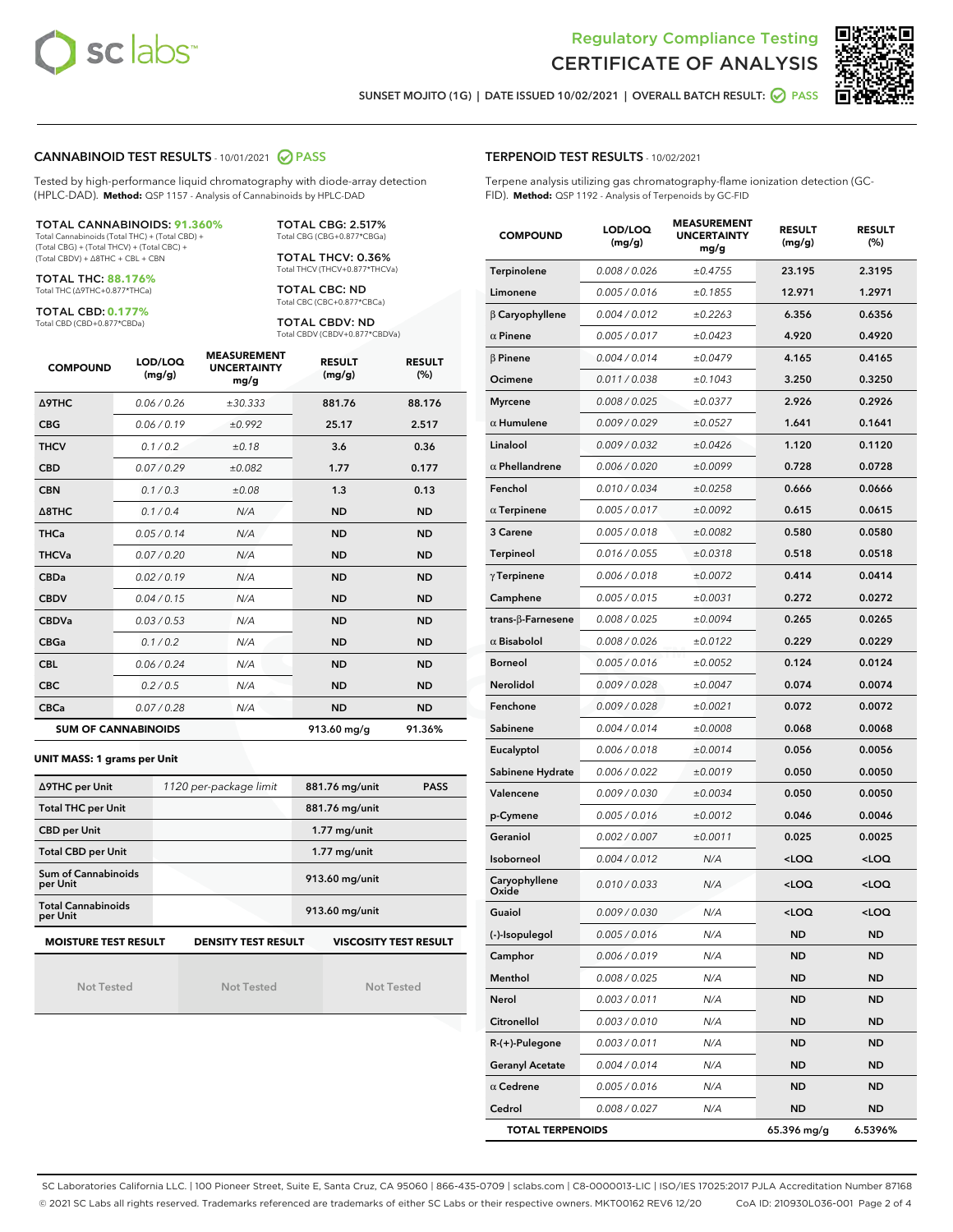Regulatory Compliance Testing
# CERTIFICATE OF ANALYSIS

SUNSET MOJITO (1G) | DATE ISSUED 10/02/2021 | OVERALL BATCH RESULT: PASS

## CANNABINOID TEST RESULTS - 10/01/2021 PASS

Tested by high-performance liquid chromatography with diode-array detection (HPLC-DAD). **Method:** QSP 1157 - Analysis of Cannabinoids by HPLC-DAD

**TOTAL CANNABINOIDS: 91.360%**
Total Cannabinoids (Total THC) + (Total CBD) + (Total CBG) + (Total THCV) + (Total CBC) + (Total CBDV) + Δ8THC + CBL + CBN

**TOTAL THC: 88.176%**
Total THC (Δ9THC+0.877*THCa)

**TOTAL CBD: 0.177%**
Total CBD (CBD+0.877*CBDa)

**TOTAL CBG: 2.517%**
Total CBG (CBG+0.877*CBGa)

**TOTAL THCV: 0.36%**
Total THCV (THCV+0.877*THCVa)

**TOTAL CBC: ND**
Total CBC (CBC+0.877*CBCa)

**TOTAL CBDV: ND**
Total CBDV (CBDV+0.877*CBDVa)

| COMPOUND | LOD/LOQ (mg/g) | MEASUREMENT UNCERTAINTY mg/g | RESULT (mg/g) | RESULT (%) |
|---|---|---|---|---|
| Δ9THC | 0.06 / 0.26 | ±30.333 | 881.76 | 88.176 |
| CBG | 0.06 / 0.19 | ±0.992 | 25.17 | 2.517 |
| THCV | 0.1 / 0.2 | ±0.18 | 3.6 | 0.36 |
| CBD | 0.07 / 0.29 | ±0.082 | 1.77 | 0.177 |
| CBN | 0.1 / 0.3 | ±0.08 | 1.3 | 0.13 |
| Δ8THC | 0.1 / 0.4 | N/A | ND | ND |
| THCa | 0.05 / 0.14 | N/A | ND | ND |
| THCVa | 0.07 / 0.20 | N/A | ND | ND |
| CBDa | 0.02 / 0.19 | N/A | ND | ND |
| CBDV | 0.04 / 0.15 | N/A | ND | ND |
| CBDVa | 0.03 / 0.53 | N/A | ND | ND |
| CBGa | 0.1 / 0.2 | N/A | ND | ND |
| CBL | 0.06 / 0.24 | N/A | ND | ND |
| CBC | 0.2 / 0.5 | N/A | ND | ND |
| CBCa | 0.07 / 0.28 | N/A | ND | ND |
| **SUM OF CANNABINOIDS** | | | **913.60 mg/g** | **91.36%** |

**UNIT MASS: 1 grams per Unit**

| | | | |
|---|---|---|---|
| Δ9THC per Unit | 1120 per-package limit | 881.76 mg/unit | PASS |
| Total THC per Unit | | 881.76 mg/unit | |
| CBD per Unit | | 1.77 mg/unit | |
| Total CBD per Unit | | 1.77 mg/unit | |
| Sum of Cannabinoids per Unit | | 913.60 mg/unit | |
| Total Cannabinoids per Unit | | 913.60 mg/unit | |

| MOISTURE TEST RESULT | DENSITY TEST RESULT | VISCOSITY TEST RESULT |
|---|---|---|
| Not Tested | Not Tested | Not Tested |

## TERPENOID TEST RESULTS - 10/02/2021

Terpene analysis utilizing gas chromatography-flame ionization detection (GC-FID). **Method:** QSP 1192 - Analysis of Terpenoids by GC-FID

| COMPOUND | LOD/LOQ (mg/g) | MEASUREMENT UNCERTAINTY mg/g | RESULT (mg/g) | RESULT (%) |
|---|---|---|---|---|
| Terpinolene | 0.008 / 0.026 | ±0.4755 | 23.195 | 2.3195 |
| Limonene | 0.005 / 0.016 | ±0.1855 | 12.971 | 1.2971 |
| β Caryophyllene | 0.004 / 0.012 | ±0.2263 | 6.356 | 0.6356 |
| α Pinene | 0.005 / 0.017 | ±0.0423 | 4.920 | 0.4920 |
| β Pinene | 0.004 / 0.014 | ±0.0479 | 4.165 | 0.4165 |
| Ocimene | 0.011 / 0.038 | ±0.1043 | 3.250 | 0.3250 |
| Myrcene | 0.008 / 0.025 | ±0.0377 | 2.926 | 0.2926 |
| α Humulene | 0.009 / 0.029 | ±0.0527 | 1.641 | 0.1641 |
| Linalool | 0.009 / 0.032 | ±0.0426 | 1.120 | 0.1120 |
| α Phellandrene | 0.006 / 0.020 | ±0.0099 | 0.728 | 0.0728 |
| Fenchol | 0.010 / 0.034 | ±0.0258 | 0.666 | 0.0666 |
| α Terpinene | 0.005 / 0.017 | ±0.0092 | 0.615 | 0.0615 |
| 3 Carene | 0.005 / 0.018 | ±0.0082 | 0.580 | 0.0580 |
| Terpineol | 0.016 / 0.055 | ±0.0318 | 0.518 | 0.0518 |
| γ Terpinene | 0.006 / 0.018 | ±0.0072 | 0.414 | 0.0414 |
| Camphene | 0.005 / 0.015 | ±0.0031 | 0.272 | 0.0272 |
| trans-β-Farnesene | 0.008 / 0.025 | ±0.0094 | 0.265 | 0.0265 |
| α Bisabolol | 0.008 / 0.026 | ±0.0122 | 0.229 | 0.0229 |
| Borneol | 0.005 / 0.016 | ±0.0052 | 0.124 | 0.0124 |
| Nerolidol | 0.009 / 0.028 | ±0.0047 | 0.074 | 0.0074 |
| Fenchone | 0.009 / 0.028 | ±0.0021 | 0.072 | 0.0072 |
| Sabinene | 0.004 / 0.014 | ±0.0008 | 0.068 | 0.0068 |
| Eucalyptol | 0.006 / 0.018 | ±0.0014 | 0.056 | 0.0056 |
| Sabinene Hydrate | 0.006 / 0.022 | ±0.0019 | 0.050 | 0.0050 |
| Valencene | 0.009 / 0.030 | ±0.0034 | 0.050 | 0.0050 |
| p-Cymene | 0.005 / 0.016 | ±0.0012 | 0.046 | 0.0046 |
| Geraniol | 0.002 / 0.007 | ±0.0011 | 0.025 | 0.0025 |
| Isoborneol | 0.004 / 0.012 | N/A | <LOQ | <LOQ |
| Caryophyllene Oxide | 0.010 / 0.033 | N/A | <LOQ | <LOQ |
| Guaiol | 0.009 / 0.030 | N/A | <LOQ | <LOQ |
| (-)-Isopulegol | 0.005 / 0.016 | N/A | ND | ND |
| Camphor | 0.006 / 0.019 | N/A | ND | ND |
| Menthol | 0.008 / 0.025 | N/A | ND | ND |
| Nerol | 0.003 / 0.011 | N/A | ND | ND |
| Citronellol | 0.003 / 0.010 | N/A | ND | ND |
| R-(+)-Pulegone | 0.003 / 0.011 | N/A | ND | ND |
| Geranyl Acetate | 0.004 / 0.014 | N/A | ND | ND |
| α Cedrene | 0.005 / 0.016 | N/A | ND | ND |
| Cedrol | 0.008 / 0.027 | N/A | ND | ND |
| **TOTAL TERPENOIDS** | | | **65.396 mg/g** | **6.5396%** |

SC Laboratories California LLC. | 100 Pioneer Street, Suite E, Santa Cruz, CA 95060 | 866-435-0709 | sclabs.com | C8-0000013-LIC | ISO/IES 17025:2017 PJLA Accreditation Number 87168
© 2021 SC Labs all rights reserved. Trademarks referenced are trademarks of either SC Labs or their respective owners. MKT00162 REV6 12/20 CoA ID: 210930L036-001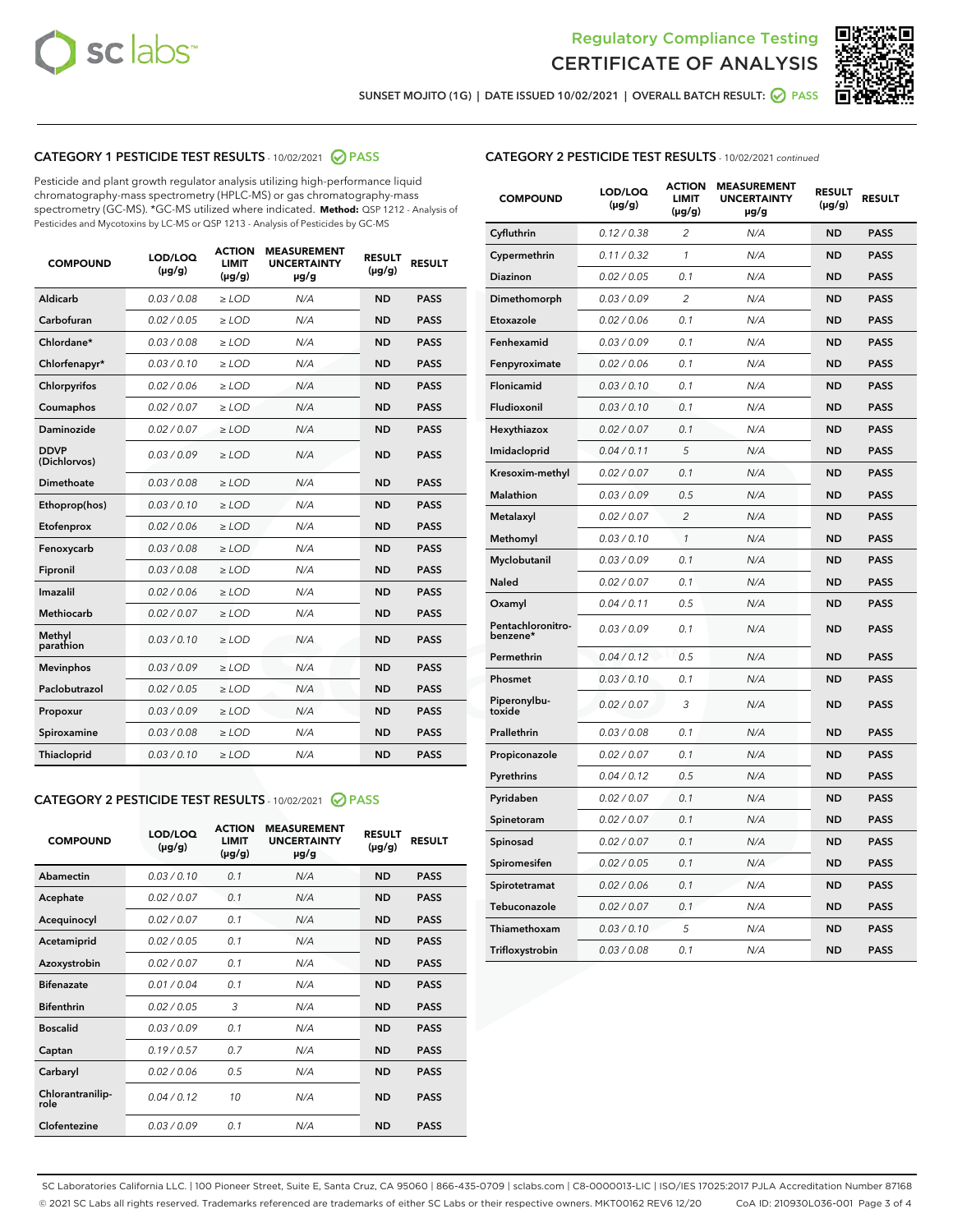# Regulatory Compliance Testing
# CERTIFICATE OF ANALYSIS

SUNSET MOJITO (1G) | DATE ISSUED 10/02/2021 | OVERALL BATCH RESULT: PASS

## CATEGORY 1 PESTICIDE TEST RESULTS - 10/02/2021 PASS

Pesticide and plant growth regulator analysis utilizing high-performance liquid chromatography-mass spectrometry (HPLC-MS) or gas chromatography-mass spectrometry (GC-MS). *GC-MS utilized where indicated. **Method:** QSP 1212 - Analysis of Pesticides and Mycotoxins by LC-MS or QSP 1213 - Analysis of Pesticides by GC-MS

| COMPOUND | LOD/LOQ (µg/g) | ACTION LIMIT (µg/g) | MEASUREMENT UNCERTAINTY µg/g | RESULT (µg/g) | RESULT |
|---|---|---|---|---|---|
| Aldicarb | 0.03 / 0.08 | ≥ LOD | N/A | ND | PASS |
| Carbofuran | 0.02 / 0.05 | ≥ LOD | N/A | ND | PASS |
| Chlordane* | 0.03 / 0.08 | ≥ LOD | N/A | ND | PASS |
| Chlorfenapyr* | 0.03 / 0.10 | ≥ LOD | N/A | ND | PASS |
| Chlorpyrifos | 0.02 / 0.06 | ≥ LOD | N/A | ND | PASS |
| Coumaphos | 0.02 / 0.07 | ≥ LOD | N/A | ND | PASS |
| Daminozide | 0.02 / 0.07 | ≥ LOD | N/A | ND | PASS |
| DDVP (Dichlorvos) | 0.03 / 0.09 | ≥ LOD | N/A | ND | PASS |
| Dimethoate | 0.03 / 0.08 | ≥ LOD | N/A | ND | PASS |
| Ethoprop(hos) | 0.03 / 0.10 | ≥ LOD | N/A | ND | PASS |
| Etofenprox | 0.02 / 0.06 | ≥ LOD | N/A | ND | PASS |
| Fenoxycarb | 0.03 / 0.08 | ≥ LOD | N/A | ND | PASS |
| Fipronil | 0.03 / 0.08 | ≥ LOD | N/A | ND | PASS |
| Imazalil | 0.02 / 0.06 | ≥ LOD | N/A | ND | PASS |
| Methiocarb | 0.02 / 0.07 | ≥ LOD | N/A | ND | PASS |
| Methyl parathion | 0.03 / 0.10 | ≥ LOD | N/A | ND | PASS |
| Mevinphos | 0.03 / 0.09 | ≥ LOD | N/A | ND | PASS |
| Paclobutrazol | 0.02 / 0.05 | ≥ LOD | N/A | ND | PASS |
| Propoxur | 0.03 / 0.09 | ≥ LOD | N/A | ND | PASS |
| Spiroxamine | 0.03 / 0.08 | ≥ LOD | N/A | ND | PASS |
| Thiacloprid | 0.03 / 0.10 | ≥ LOD | N/A | ND | PASS |

## CATEGORY 2 PESTICIDE TEST RESULTS - 10/02/2021 PASS

| COMPOUND | LOD/LOQ (µg/g) | ACTION LIMIT (µg/g) | MEASUREMENT UNCERTAINTY µg/g | RESULT (µg/g) | RESULT |
|---|---|---|---|---|---|
| Abamectin | 0.03 / 0.10 | 0.1 | N/A | ND | PASS |
| Acephate | 0.02 / 0.07 | 0.1 | N/A | ND | PASS |
| Acequinocyl | 0.02 / 0.07 | 0.1 | N/A | ND | PASS |
| Acetamiprid | 0.02 / 0.05 | 0.1 | N/A | ND | PASS |
| Azoxystrobin | 0.02 / 0.07 | 0.1 | N/A | ND | PASS |
| Bifenazate | 0.01 / 0.04 | 0.1 | N/A | ND | PASS |
| Bifenthrin | 0.02 / 0.05 | 3 | N/A | ND | PASS |
| Boscalid | 0.03 / 0.09 | 0.1 | N/A | ND | PASS |
| Captan | 0.19 / 0.57 | 0.7 | N/A | ND | PASS |
| Carbaryl | 0.02 / 0.06 | 0.5 | N/A | ND | PASS |
| Chlorantraniliprole | 0.04 / 0.12 | 10 | N/A | ND | PASS |
| Clofentezine | 0.03 / 0.09 | 0.1 | N/A | ND | PASS |
| Cyfluthrin | 0.12 / 0.38 | 2 | N/A | ND | PASS |
| Cypermethrin | 0.11 / 0.32 | 1 | N/A | ND | PASS |
| Diazinon | 0.02 / 0.05 | 0.1 | N/A | ND | PASS |
| Dimethomorph | 0.03 / 0.09 | 2 | N/A | ND | PASS |
| Etoxazole | 0.02 / 0.06 | 0.1 | N/A | ND | PASS |
| Fenhexamid | 0.03 / 0.09 | 0.1 | N/A | ND | PASS |
| Fenpyroximate | 0.02 / 0.06 | 0.1 | N/A | ND | PASS |
| Flonicamid | 0.03 / 0.10 | 0.1 | N/A | ND | PASS |
| Fludioxonil | 0.03 / 0.10 | 0.1 | N/A | ND | PASS |
| Hexythiazox | 0.02 / 0.07 | 0.1 | N/A | ND | PASS |
| Imidacloprid | 0.04 / 0.11 | 5 | N/A | ND | PASS |
| Kresoxim-methyl | 0.02 / 0.07 | 0.1 | N/A | ND | PASS |
| Malathion | 0.03 / 0.09 | 0.5 | N/A | ND | PASS |
| Metalaxyl | 0.02 / 0.07 | 2 | N/A | ND | PASS |
| Methomyl | 0.03 / 0.10 | 1 | N/A | ND | PASS |
| Myclobutanil | 0.03 / 0.09 | 0.1 | N/A | ND | PASS |
| Naled | 0.02 / 0.07 | 0.1 | N/A | ND | PASS |
| Oxamyl | 0.04 / 0.11 | 0.5 | N/A | ND | PASS |
| Pentachloronitrobenzene* | 0.03 / 0.09 | 0.1 | N/A | ND | PASS |
| Permethrin | 0.04 / 0.12 | 0.5 | N/A | ND | PASS |
| Phosmet | 0.03 / 0.10 | 0.1 | N/A | ND | PASS |
| Piperonylbutoxide | 0.02 / 0.07 | 3 | N/A | ND | PASS |
| Prallethrin | 0.03 / 0.08 | 0.1 | N/A | ND | PASS |
| Propiconazole | 0.02 / 0.07 | 0.1 | N/A | ND | PASS |
| Pyrethrins | 0.04 / 0.12 | 0.5 | N/A | ND | PASS |
| Pyridaben | 0.02 / 0.07 | 0.1 | N/A | ND | PASS |
| Spinetoram | 0.02 / 0.07 | 0.1 | N/A | ND | PASS |
| Spinosad | 0.02 / 0.07 | 0.1 | N/A | ND | PASS |
| Spiromesifen | 0.02 / 0.05 | 0.1 | N/A | ND | PASS |
| Spirotetramat | 0.02 / 0.06 | 0.1 | N/A | ND | PASS |
| Tebuconazole | 0.02 / 0.07 | 0.1 | N/A | ND | PASS |
| Thiamethoxam | 0.03 / 0.10 | 5 | N/A | ND | PASS |
| Trifloxystrobin | 0.03 / 0.08 | 0.1 | N/A | ND | PASS |

SC Laboratories California LLC. | 100 Pioneer Street, Suite E, Santa Cruz, CA 95060 | 866-435-0709 | sclabs.com | C8-0000013-LIC | ISO/IES 17025:2017 PJLA Accreditation Number 87168
© 2021 SC Labs all rights reserved. Trademarks referenced are trademarks of either SC Labs or their respective owners. MKT00162 REV6 12/20 CoA ID: 210930L036-001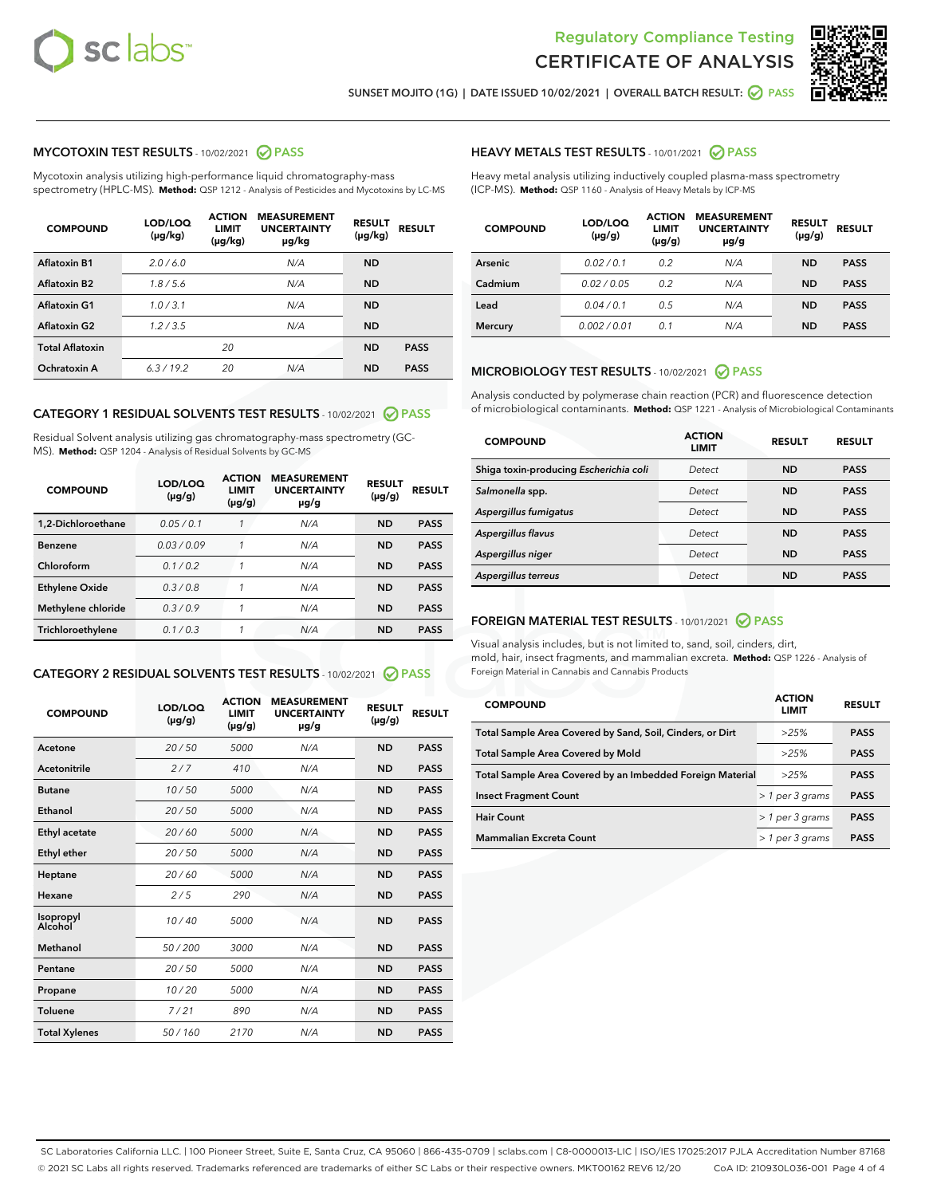Regulatory Compliance Testing
CERTIFICATE OF ANALYSIS

SUNSET MOJITO (1G) | DATE ISSUED 10/02/2021 | OVERALL BATCH RESULT: PASS

## MYCOTOXIN TEST RESULTS - 10/02/2021 PASS

Mycotoxin analysis utilizing high-performance liquid chromatography-mass spectrometry (HPLC-MS). **Method:** QSP 1212 - Analysis of Pesticides and Mycotoxins by LC-MS

| COMPOUND | LOD/LOQ (µg/kg) | ACTION LIMIT (µg/kg) | MEASUREMENT UNCERTAINTY µg/kg | RESULT (µg/kg) | RESULT |
|---|---|---|---|---|---|
| Aflatoxin B1 | 2.0 / 6.0 | | N/A | ND | |
| Aflatoxin B2 | 1.8 / 5.6 | | N/A | ND | |
| Aflatoxin G1 | 1.0 / 3.1 | | N/A | ND | |
| Aflatoxin G2 | 1.2 / 3.5 | | N/A | ND | |
| Total Aflatoxin | | 20 | | ND | PASS |
| Ochratoxin A | 6.3 / 19.2 | 20 | N/A | ND | PASS |

## CATEGORY 1 RESIDUAL SOLVENTS TEST RESULTS - 10/02/2021 PASS

Residual Solvent analysis utilizing gas chromatography-mass spectrometry (GC-MS). **Method:** QSP 1204 - Analysis of Residual Solvents by GC-MS

| COMPOUND | LOD/LOQ (µg/g) | ACTION LIMIT (µg/g) | MEASUREMENT UNCERTAINTY µg/g | RESULT (µg/g) | RESULT |
|---|---|---|---|---|---|
| 1,2-Dichloroethane | 0.05 / 0.1 | 1 | N/A | ND | PASS |
| Benzene | 0.03 / 0.09 | 1 | N/A | ND | PASS |
| Chloroform | 0.1 / 0.2 | 1 | N/A | ND | PASS |
| Ethylene Oxide | 0.3 / 0.8 | 1 | N/A | ND | PASS |
| Methylene chloride | 0.3 / 0.9 | 1 | N/A | ND | PASS |
| Trichloroethylene | 0.1 / 0.3 | 1 | N/A | ND | PASS |

## CATEGORY 2 RESIDUAL SOLVENTS TEST RESULTS - 10/02/2021 PASS

| COMPOUND | LOD/LOQ (µg/g) | ACTION LIMIT (µg/g) | MEASUREMENT UNCERTAINTY µg/g | RESULT (µg/g) | RESULT |
|---|---|---|---|---|---|
| Acetone | 20 / 50 | 5000 | N/A | ND | PASS |
| Acetonitrile | 2 / 7 | 410 | N/A | ND | PASS |
| Butane | 10 / 50 | 5000 | N/A | ND | PASS |
| Ethanol | 20 / 50 | 5000 | N/A | ND | PASS |
| Ethyl acetate | 20 / 60 | 5000 | N/A | ND | PASS |
| Ethyl ether | 20 / 50 | 5000 | N/A | ND | PASS |
| Heptane | 20 / 60 | 5000 | N/A | ND | PASS |
| Hexane | 2 / 5 | 290 | N/A | ND | PASS |
| Isopropyl Alcohol | 10 / 40 | 5000 | N/A | ND | PASS |
| Methanol | 50 / 200 | 3000 | N/A | ND | PASS |
| Pentane | 20 / 50 | 5000 | N/A | ND | PASS |
| Propane | 10 / 20 | 5000 | N/A | ND | PASS |
| Toluene | 7 / 21 | 890 | N/A | ND | PASS |
| Total Xylenes | 50 / 160 | 2170 | N/A | ND | PASS |

## HEAVY METALS TEST RESULTS - 10/01/2021 PASS

Heavy metal analysis utilizing inductively coupled plasma-mass spectrometry (ICP-MS). **Method:** QSP 1160 - Analysis of Heavy Metals by ICP-MS

| COMPOUND | LOD/LOQ (µg/g) | ACTION LIMIT (µg/g) | MEASUREMENT UNCERTAINTY µg/g | RESULT (µg/g) | RESULT |
|---|---|---|---|---|---|
| Arsenic | 0.02 / 0.1 | 0.2 | N/A | ND | PASS |
| Cadmium | 0.02 / 0.05 | 0.2 | N/A | ND | PASS |
| Lead | 0.04 / 0.1 | 0.5 | N/A | ND | PASS |
| Mercury | 0.002 / 0.01 | 0.1 | N/A | ND | PASS |

## MICROBIOLOGY TEST RESULTS - 10/02/2021 PASS

Analysis conducted by polymerase chain reaction (PCR) and fluorescence detection of microbiological contaminants. **Method:** QSP 1221 - Analysis of Microbiological Contaminants

| COMPOUND | ACTION LIMIT | RESULT | RESULT |
|---|---|---|---|
| Shiga toxin-producing *Escherichia coli* | Detect | ND | PASS |
| *Salmonella* spp. | Detect | ND | PASS |
| *Aspergillus fumigatus* | Detect | ND | PASS |
| *Aspergillus flavus* | Detect | ND | PASS |
| *Aspergillus niger* | Detect | ND | PASS |
| *Aspergillus terreus* | Detect | ND | PASS |

## FOREIGN MATERIAL TEST RESULTS - 10/01/2021 PASS

Visual analysis includes, but is not limited to, sand, soil, cinders, dirt, mold, hair, insect fragments, and mammalian excreta. **Method:** QSP 1226 - Analysis of Foreign Material in Cannabis and Cannabis Products

| COMPOUND | ACTION LIMIT | RESULT |
|---|---|---|
| Total Sample Area Covered by Sand, Soil, Cinders, or Dirt | >25% | PASS |
| Total Sample Area Covered by Mold | >25% | PASS |
| Total Sample Area Covered by an Imbedded Foreign Material | >25% | PASS |
| Insect Fragment Count | > 1 per 3 grams | PASS |
| Hair Count | > 1 per 3 grams | PASS |
| Mammalian Excreta Count | > 1 per 3 grams | PASS |

SC Laboratories California LLC. | 100 Pioneer Street, Suite E, Santa Cruz, CA 95060 | 866-435-0709 | sclabs.com | C8-0000013-LIC | ISO/IES 17025:2017 PJLA Accreditation Number 87168
© 2021 SC Labs all rights reserved. Trademarks referenced are trademarks of either SC Labs or their respective owners. MKT00162 REV6 12/20 CoA ID: 210930L036-001